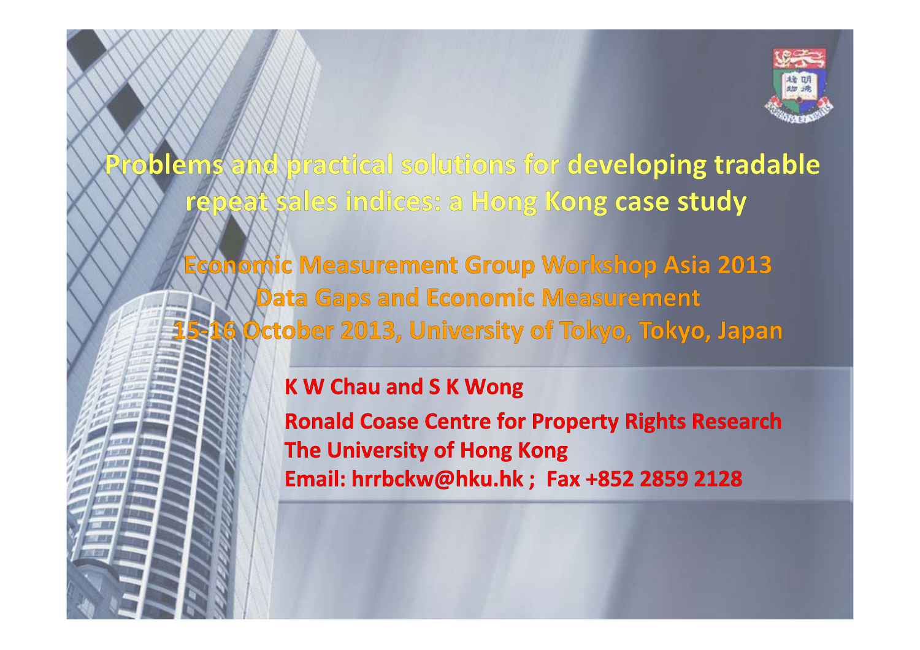# Problems and practical solutions for developing tradable repeat sales indices: a Hong Kong case study

## Economic Measurement Group Workshop Asia 2013
## Data Gaps and Economic Measurement
## 15-16 October 2013, University of Tokyo, Tokyo, Japan

**K W Chau and S K Wong**

**Ronald Coase Centre for Property Rights Research**

**The University of Hong Kong**

**Email: hrrbckw@hku.hk ; Fax +852 2859 2128**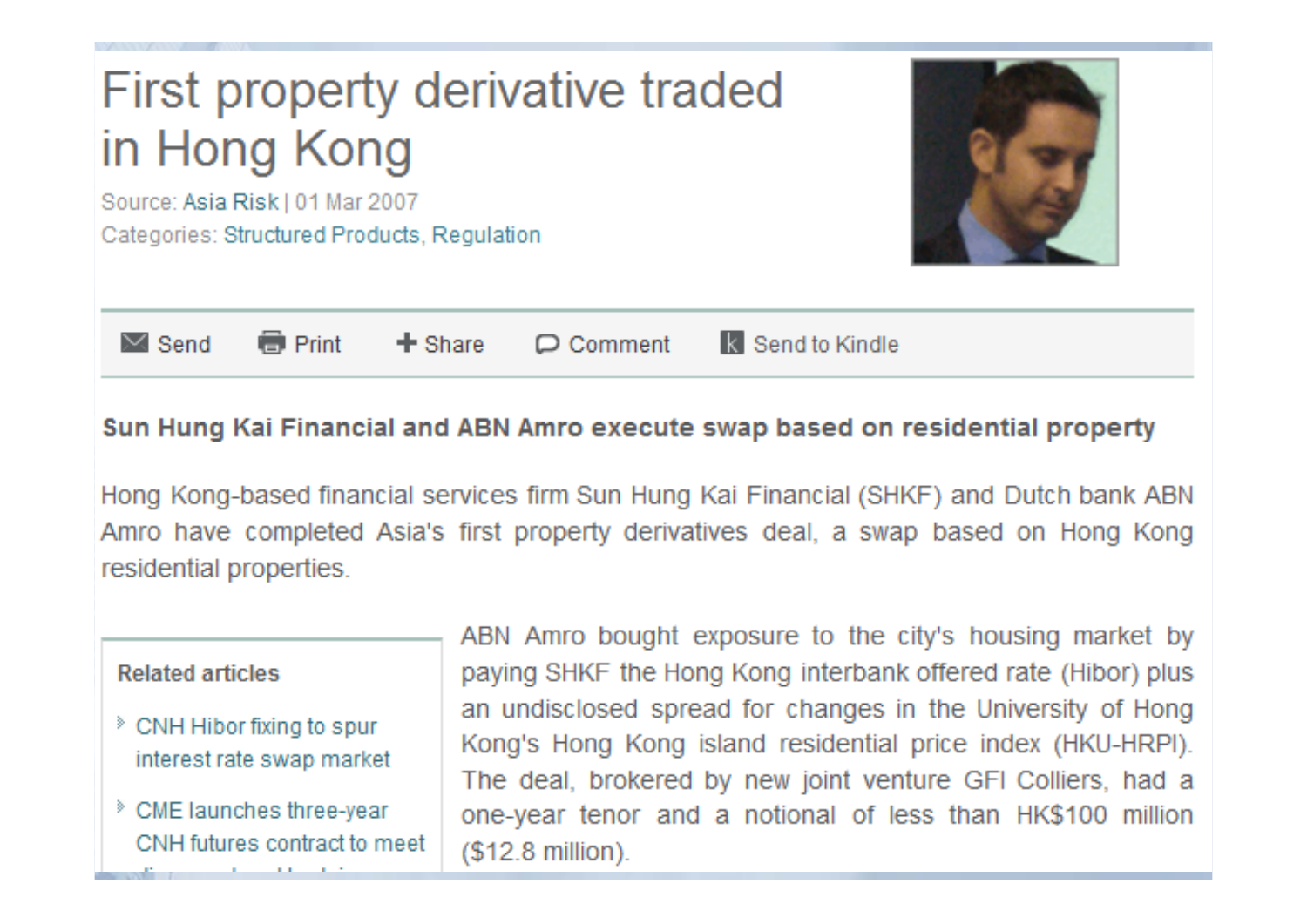# First property derivative traded in Hong Kong

Source: Asia Risk | 01 Mar 2007

Categories: Structured Products, Regulation

Send Print Share Comment Send to Kindle

**Sun Hung Kai Financial and ABN Amro execute swap based on residential property**

Hong Kong-based financial services firm Sun Hung Kai Financial (SHKF) and Dutch bank ABN Amro have completed Asia's first property derivatives deal, a swap based on Hong Kong residential properties.

ABN Amro bought exposure to the city's housing market by paying SHKF the Hong Kong interbank offered rate (Hibor) plus an undisclosed spread for changes in the University of Hong Kong's Hong Kong island residential price index (HKU-HRPI). The deal, brokered by new joint venture GFI Colliers, had a one-year tenor and a notional of less than HK$100 million ($12.8 million).

Related articles

- CNH Hibor fixing to spur interest rate swap market
- CME launches three-year CNH futures contract to meet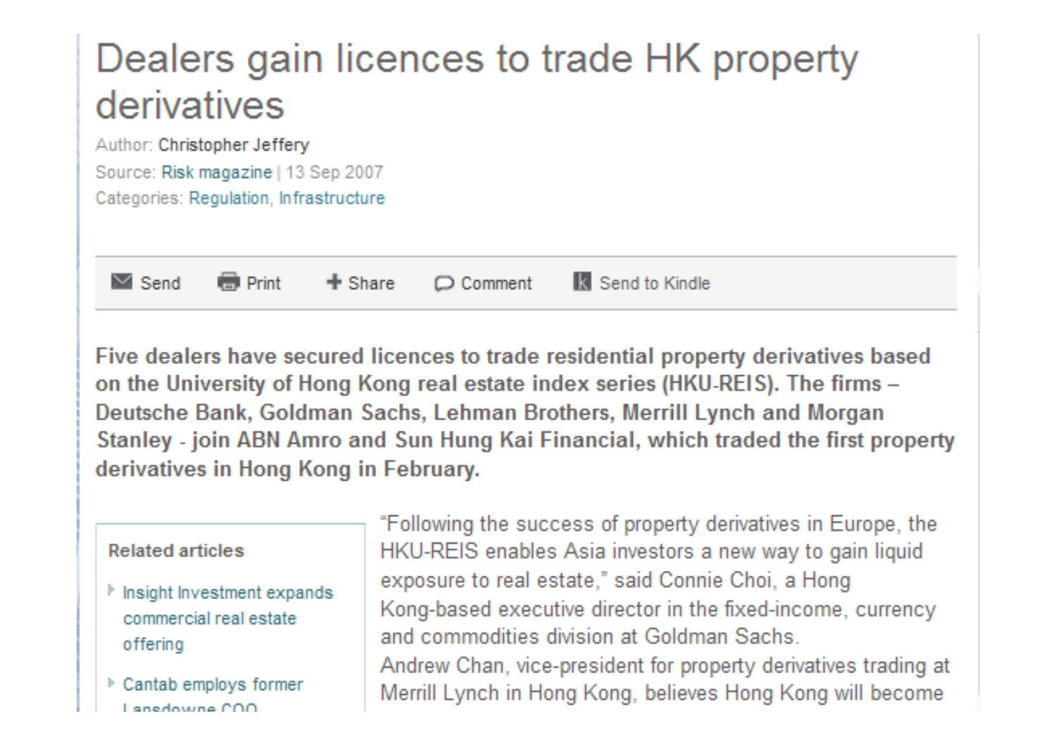# Dealers gain licences to trade HK property derivatives

Author: Christopher Jeffery

Source: Risk magazine | 13 Sep 2007

Categories: Regulation, Infrastructure

Send Print + Share Comment Send to Kindle

**Five dealers have secured licences to trade residential property derivatives based on the University of Hong Kong real estate index series (HKU-REIS). The firms – Deutsche Bank, Goldman Sachs, Lehman Brothers, Merrill Lynch and Morgan Stanley - join ABN Amro and Sun Hung Kai Financial, which traded the first property derivatives in Hong Kong in February.**

**Related articles**

- Insight Investment expands commercial real estate offering
- Cantab employs former Lansdowne COO

"Following the success of property derivatives in Europe, the HKU-REIS enables Asia investors a new way to gain liquid exposure to real estate," said Connie Choi, a Hong Kong-based executive director in the fixed-income, currency and commodities division at Goldman Sachs.

Andrew Chan, vice-president for property derivatives trading at Merrill Lynch in Hong Kong, believes Hong Kong will become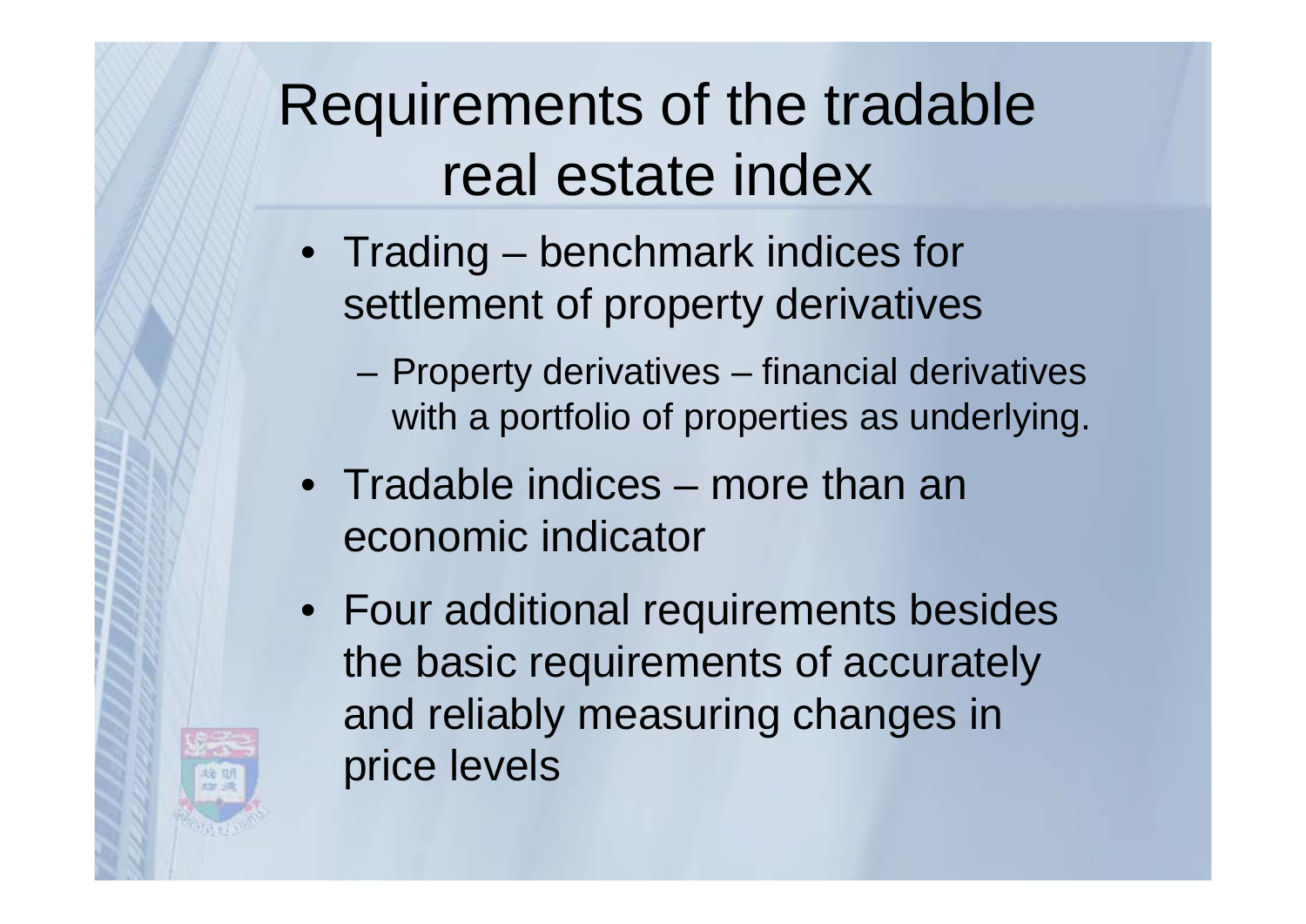# Requirements of the tradable real estate index

- Trading – benchmark indices for settlement of property derivatives
  - Property derivatives – financial derivatives with a portfolio of properties as underlying.
- Tradable indices – more than an economic indicator
- Four additional requirements besides the basic requirements of accurately and reliably measuring changes in price levels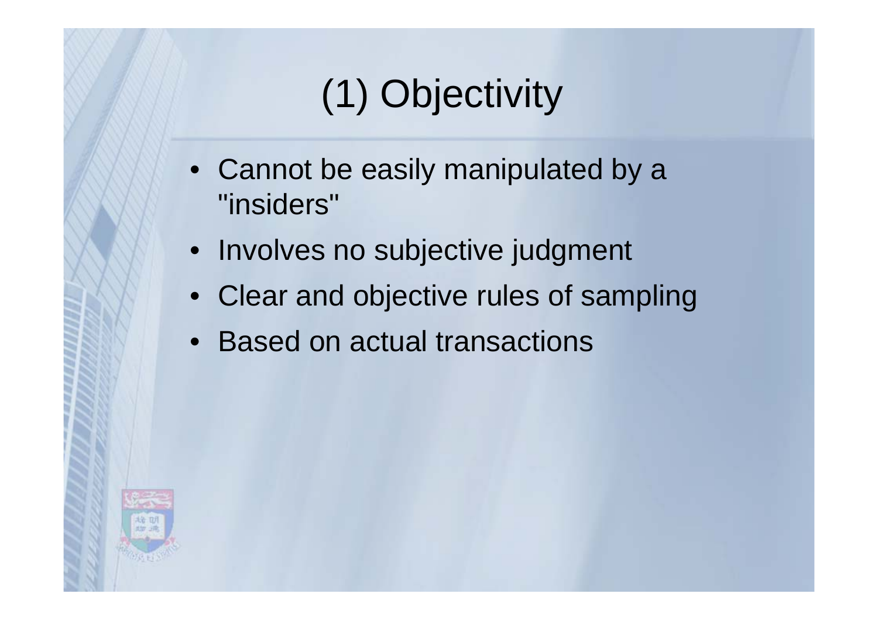# (1) Objectivity

- Cannot be easily manipulated by a "insiders"
- Involves no subjective judgment
- Clear and objective rules of sampling
- Based on actual transactions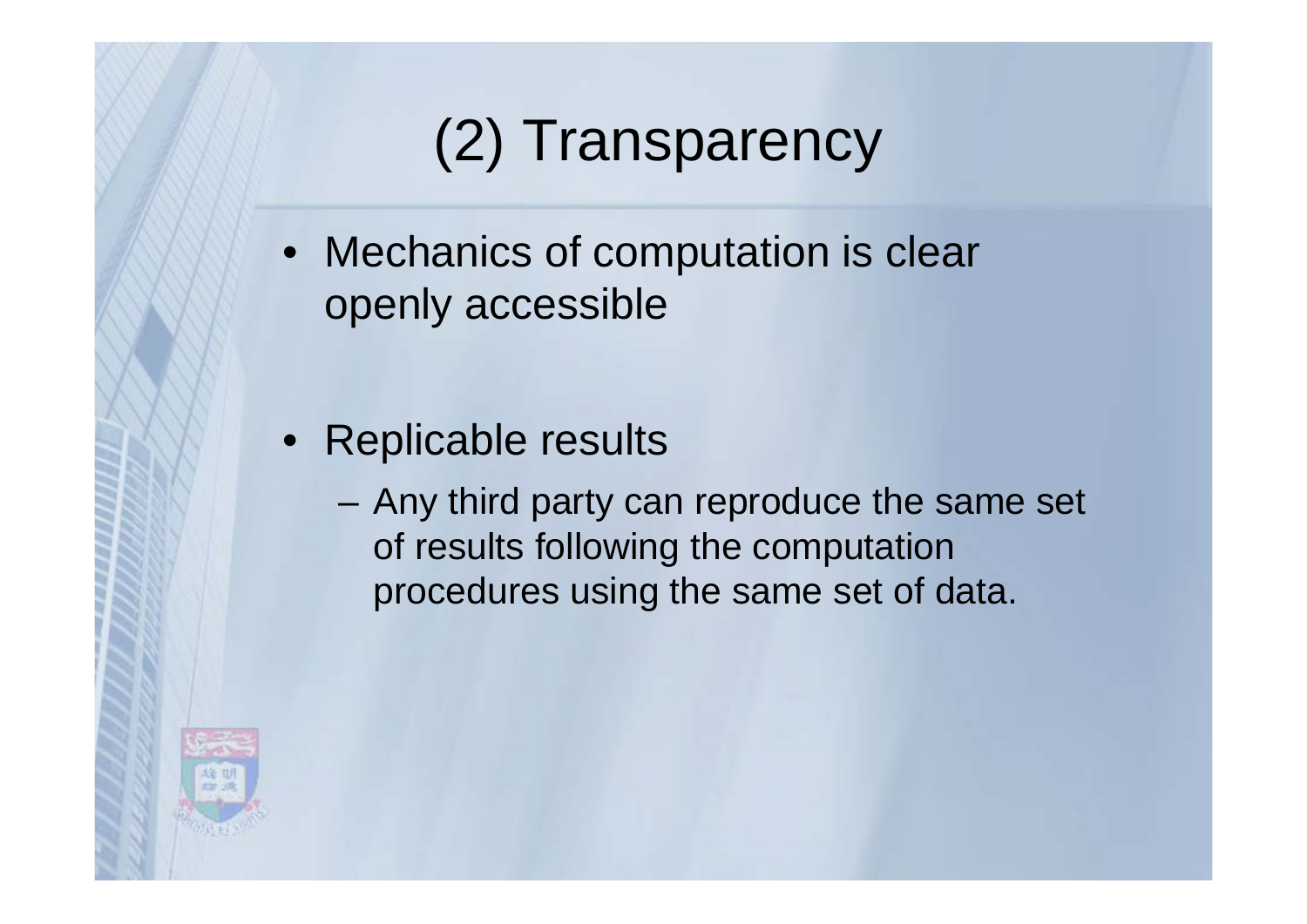# (2) Transparency

- Mechanics of computation is clear openly accessible

- Replicable results
  - Any third party can reproduce the same set of results following the computation procedures using the same set of data.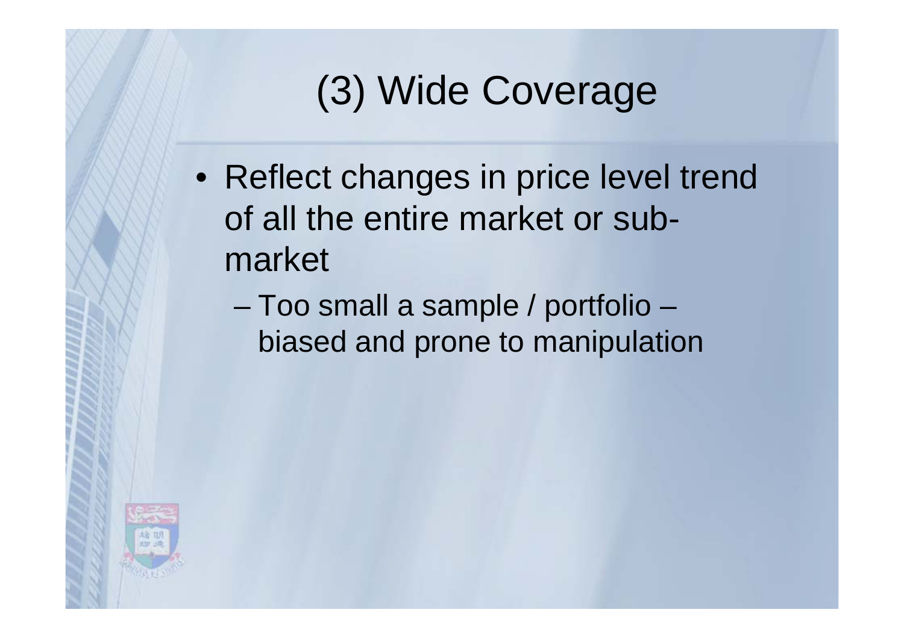# (3) Wide Coverage

- Reflect changes in price level trend of all the entire market or sub-market
  - Too small a sample / portfolio – biased and prone to manipulation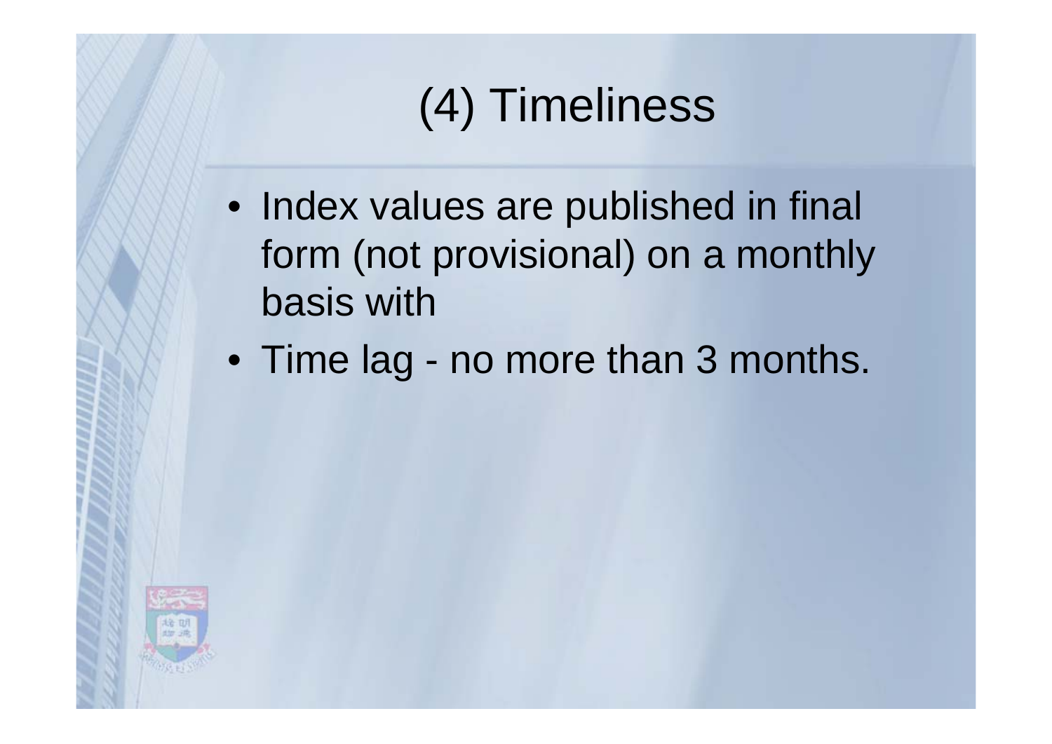# (4) Timeliness

- Index values are published in final form (not provisional) on a monthly basis with
- Time lag - no more than 3 months.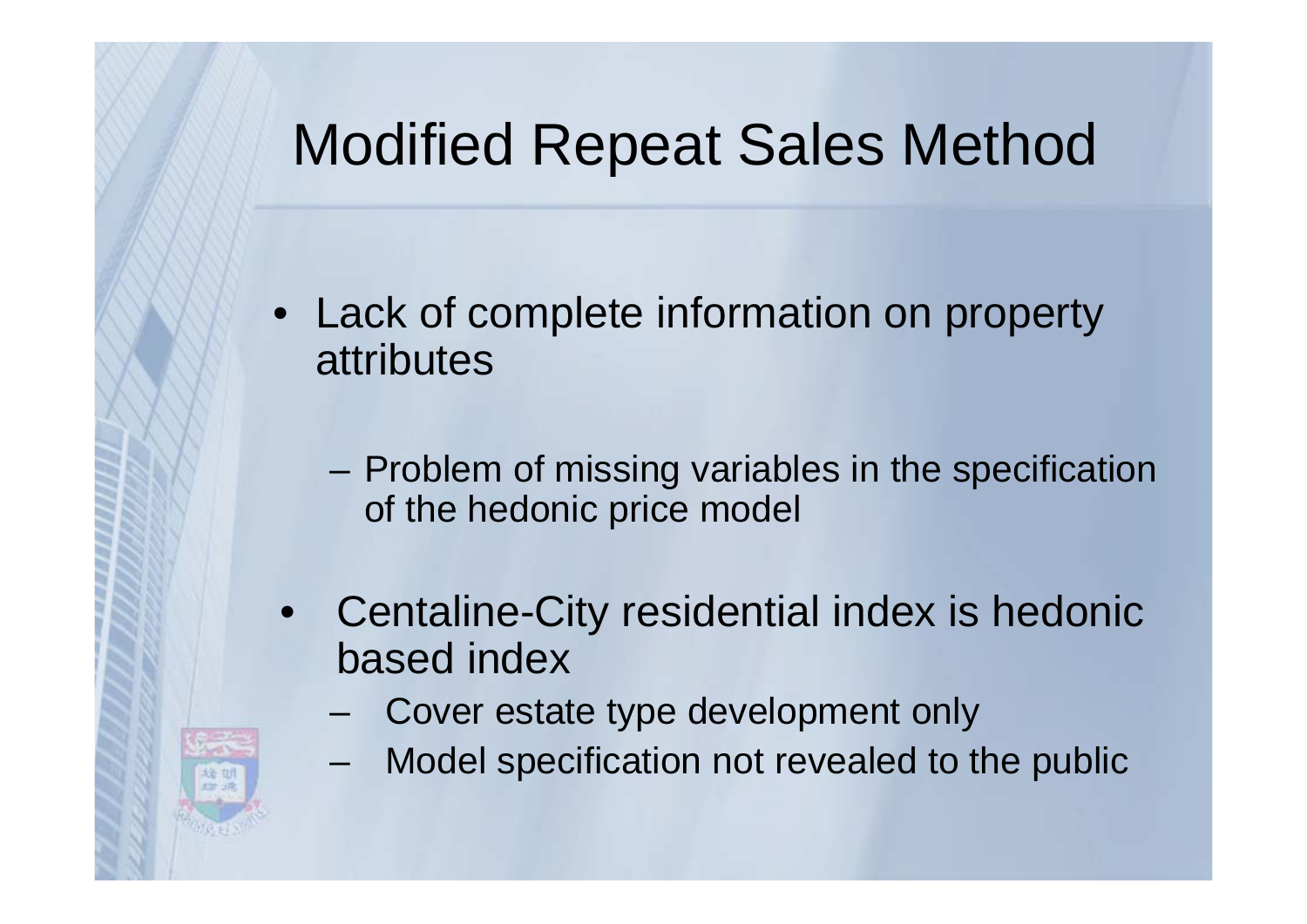# Modified Repeat Sales Method

- Lack of complete information on property attributes
  - Problem of missing variables in the specification of the hedonic price model
- Centaline-City residential index is hedonic based index
  - Cover estate type development only
  - Model specification not revealed to the public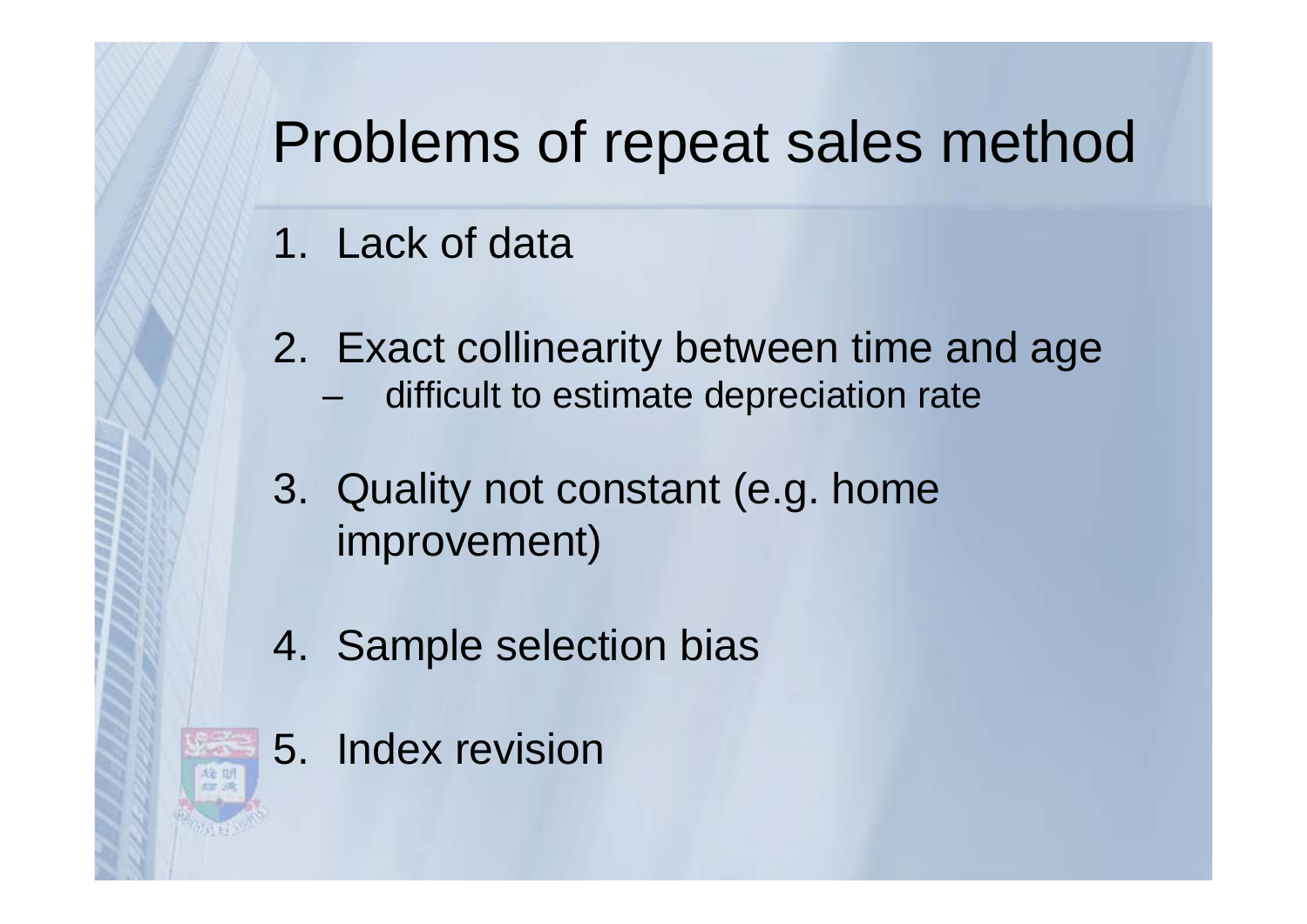# Problems of repeat sales method

1. Lack of data

2. Exact collinearity between time and age
   - difficult to estimate depreciation rate

3. Quality not constant (e.g. home improvement)

4. Sample selection bias

5. Index revision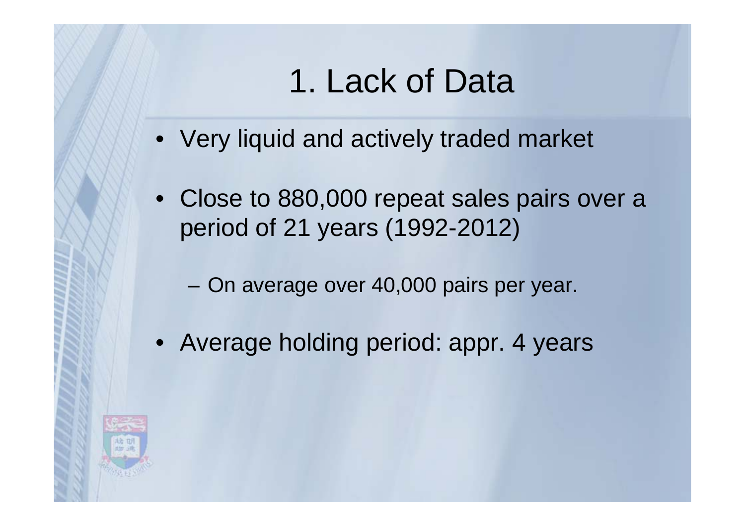# 1. Lack of Data

- Very liquid and actively traded market
- Close to 880,000 repeat sales pairs over a period of 21 years (1992-2012)
  - On average over 40,000 pairs per year.
- Average holding period: appr. 4 years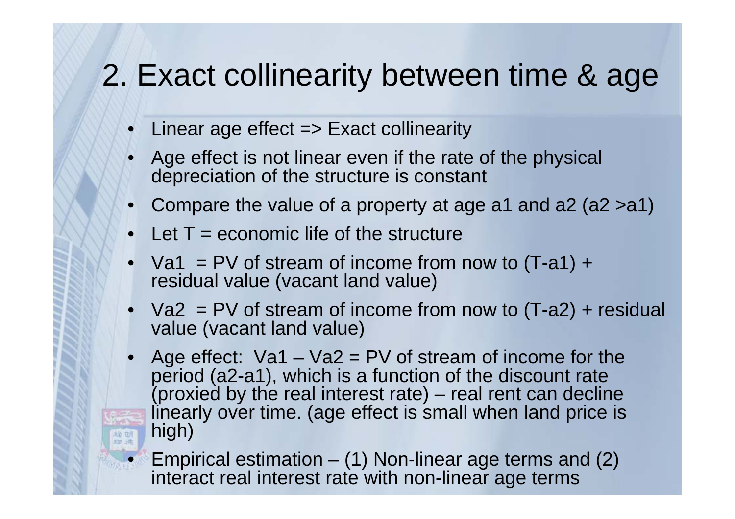# 2. Exact collinearity between time & age

- Linear age effect => Exact collinearity
- Age effect is not linear even if the rate of the physical depreciation of the structure is constant
- Compare the value of a property at age a1 and a2 (a2 >a1)
- Let T = economic life of the structure
- Va1 = PV of stream of income from now to (T-a1) + residual value (vacant land value)
- Va2 = PV of stream of income from now to (T-a2) + residual value (vacant land value)
- Age effect: Va1 – Va2 = PV of stream of income for the period (a2-a1), which is a function of the discount rate (proxied by the real interest rate) – real rent can decline linearly over time. (age effect is small when land price is high)
- Empirical estimation – (1) Non-linear age terms and (2) interact real interest rate with non-linear age terms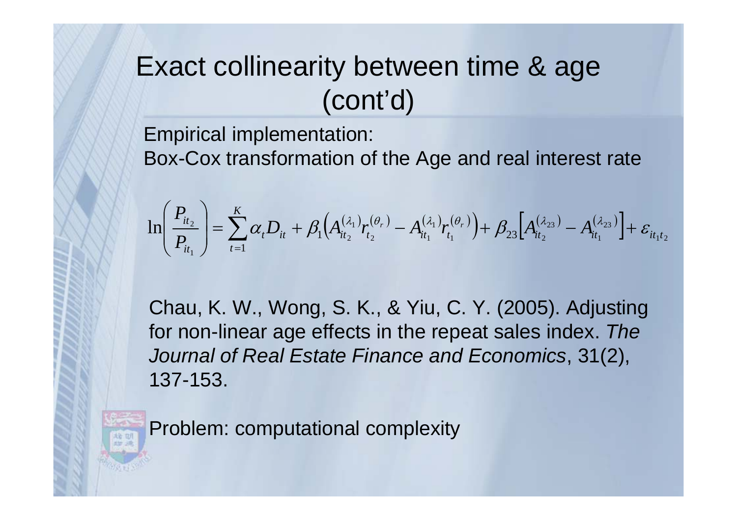# Exact collinearity between time & age (cont'd)

Empirical implementation:
Box-Cox transformation of the Age and real interest rate

$$\ln\left(\frac{P_{it_2}}{P_{it_1}}\right) = \sum_{t=1}^{K} \alpha_t D_{it} + \beta_1\left(A_{it_2}^{(\lambda_1)} r_{t_2}^{(\theta_r)} - A_{it_1}^{(\lambda_1)} r_{t_1}^{(\theta_r)}\right) + \beta_{23}\left[A_{it_2}^{(\lambda_{23})} - A_{it_1}^{(\lambda_{23})}\right] + \varepsilon_{it_1t_2}$$

Chau, K. W., Wong, S. K., & Yiu, C. Y. (2005). Adjusting for non-linear age effects in the repeat sales index. *The Journal of Real Estate Finance and Economics*, 31(2), 137-153.

Problem: computational complexity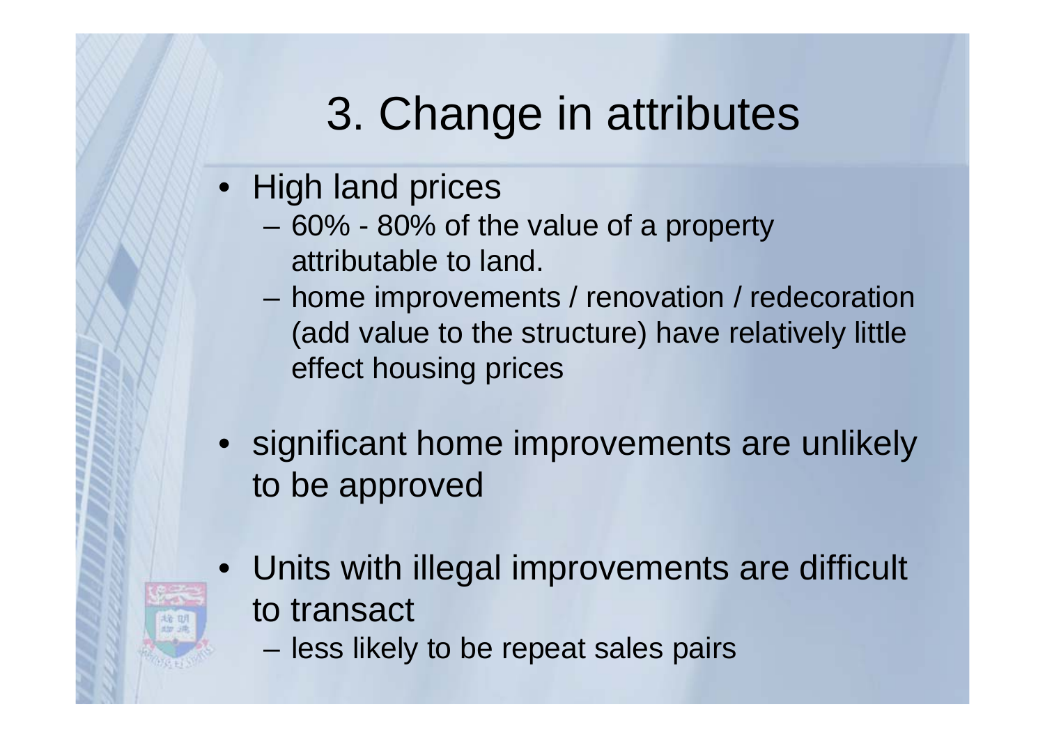# 3. Change in attributes

- High land prices
  - 60% - 80% of the value of a property attributable to land.
  - home improvements / renovation / redecoration (add value to the structure) have relatively little effect housing prices
- significant home improvements are unlikely to be approved
- Units with illegal improvements are difficult to transact
  - less likely to be repeat sales pairs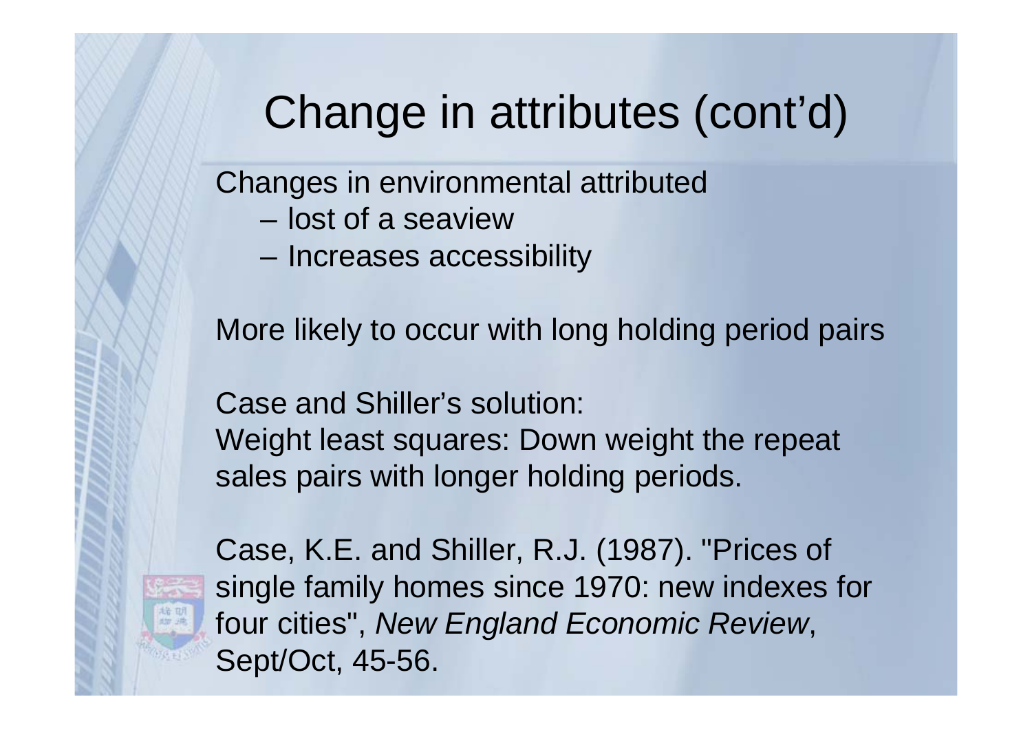# Change in attributes (cont'd)

Changes in environmental attributed

- lost of a seaview
- Increases accessibility

More likely to occur with long holding period pairs

Case and Shiller's solution:
Weight least squares: Down weight the repeat sales pairs with longer holding periods.

Case, K.E. and Shiller, R.J. (1987). "Prices of single family homes since 1970: new indexes for four cities", *New England Economic Review*, Sept/Oct, 45-56.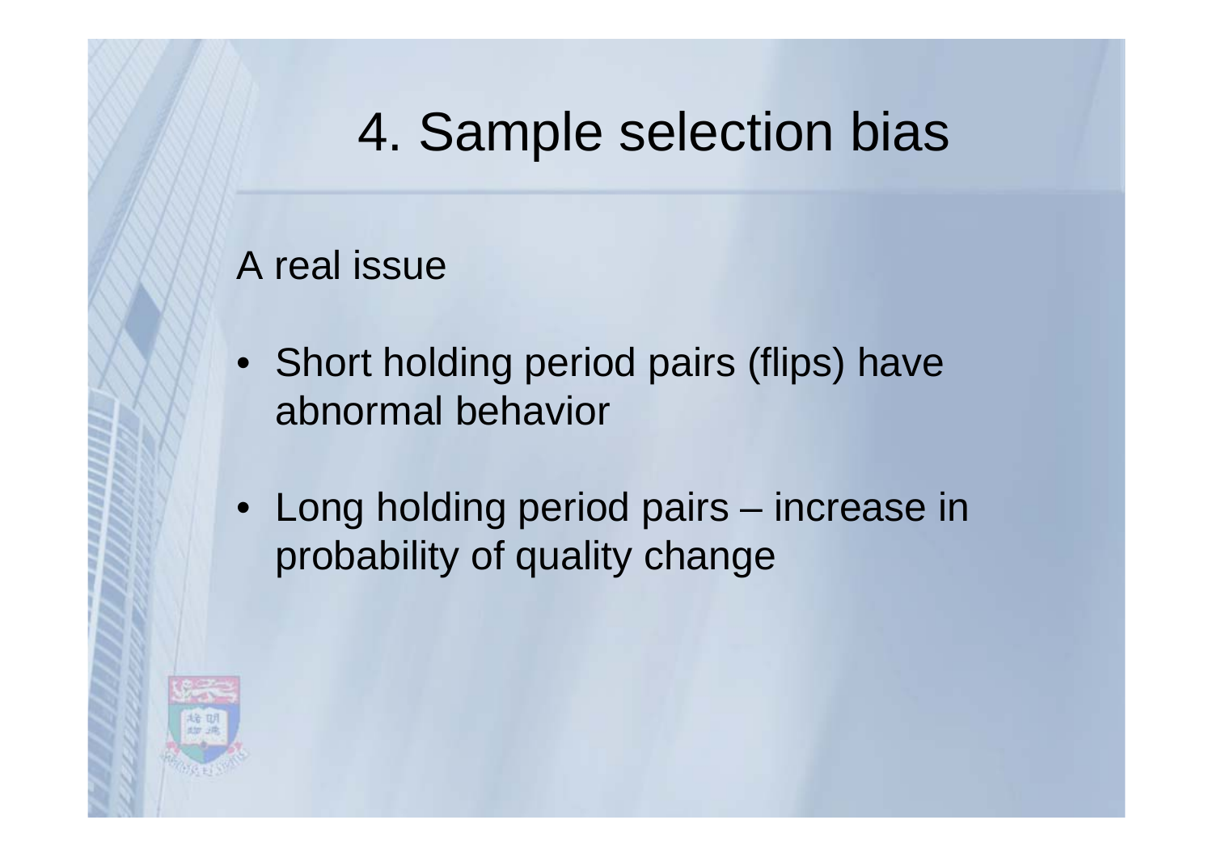# 4. Sample selection bias

A real issue

- Short holding period pairs (flips) have abnormal behavior
- Long holding period pairs – increase in probability of quality change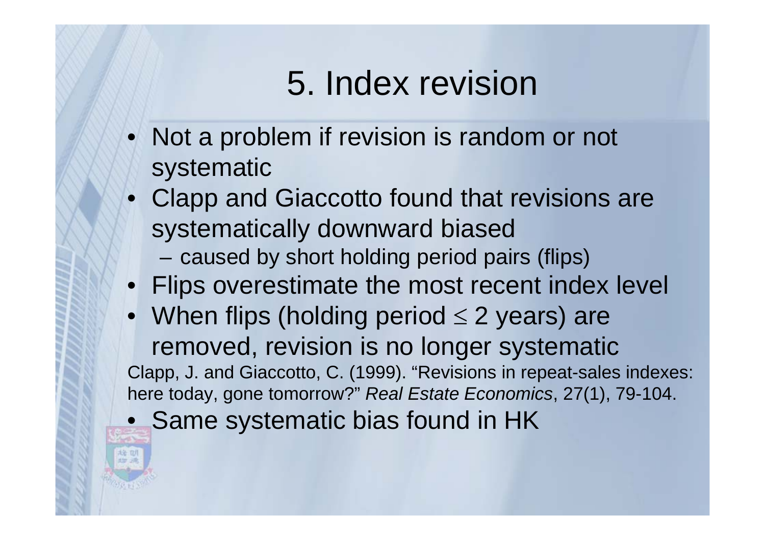# 5. Index revision

- Not a problem if revision is random or not systematic
- Clapp and Giaccotto found that revisions are systematically downward biased
  - caused by short holding period pairs (flips)
- Flips overestimate the most recent index level
- When flips (holding period $\leq$ 2 years) are removed, revision is no longer systematic

Clapp, J. and Giaccotto, C. (1999). "Revisions in repeat-sales indexes: here today, gone tomorrow?" *Real Estate Economics*, 27(1), 79-104.

- Same systematic bias found in HK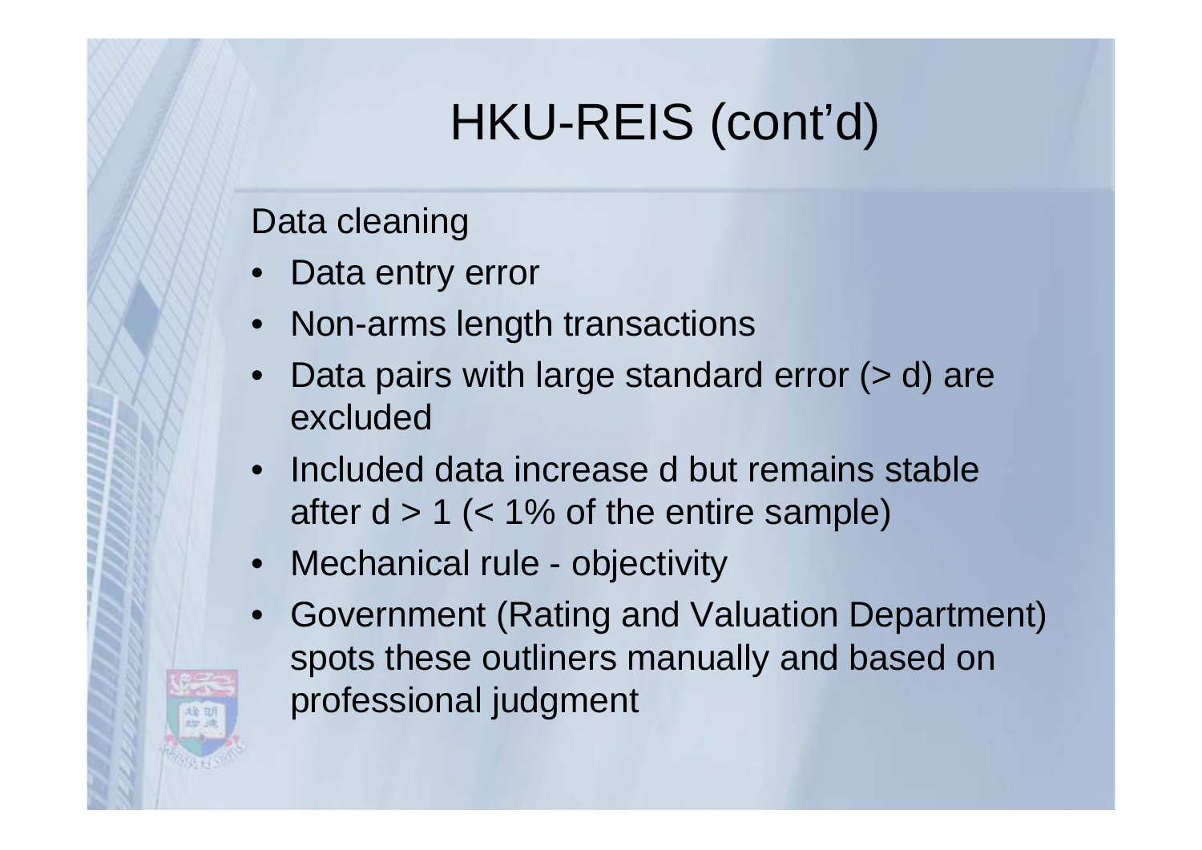# HKU-REIS (cont'd)

Data cleaning

- Data entry error
- Non-arms length transactions
- Data pairs with large standard error (> d) are excluded
- Included data increase d but remains stable after d > 1 (< 1% of the entire sample)
- Mechanical rule - objectivity
- Government (Rating and Valuation Department) spots these outliners manually and based on professional judgment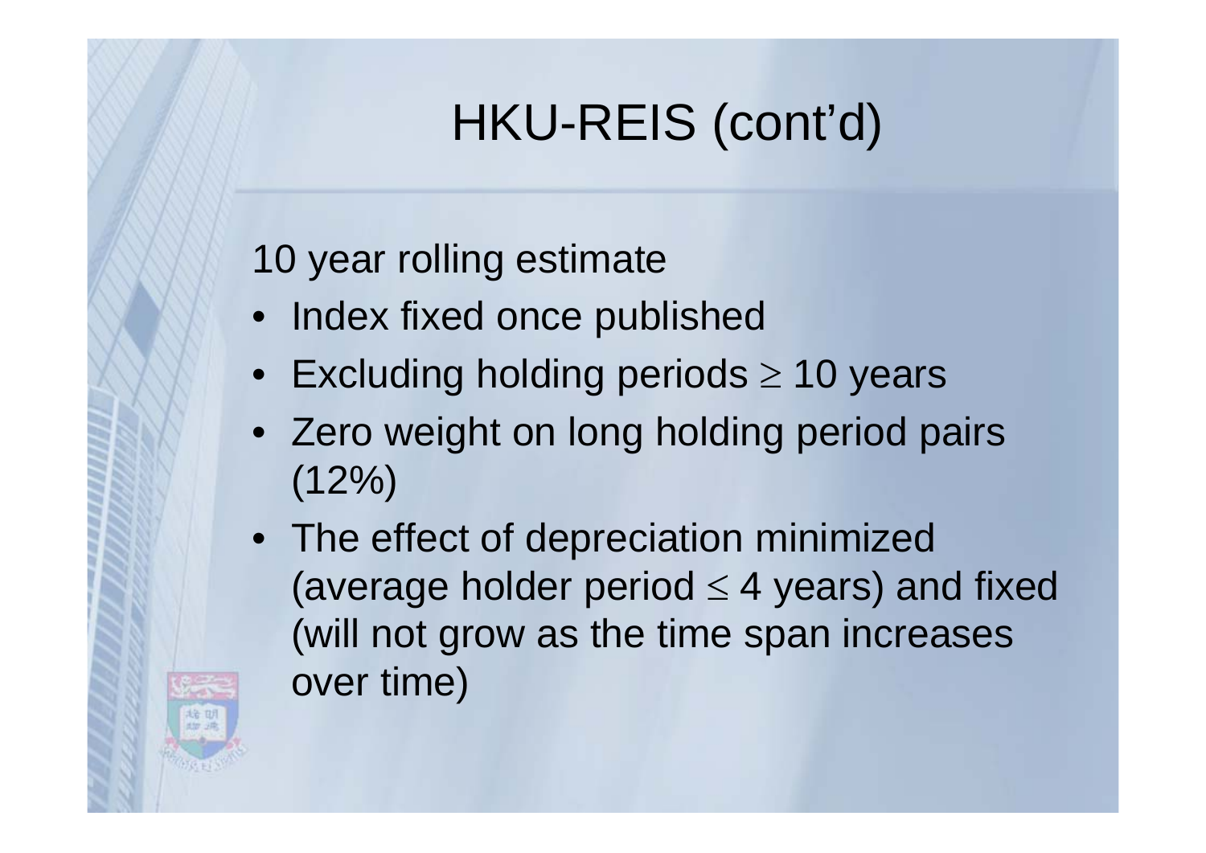# HKU-REIS (cont'd)

10 year rolling estimate

- Index fixed once published
- Excluding holding periods $\geq$ 10 years
- Zero weight on long holding period pairs (12%)
- The effect of depreciation minimized (average holder period $\leq$ 4 years) and fixed (will not grow as the time span increases over time)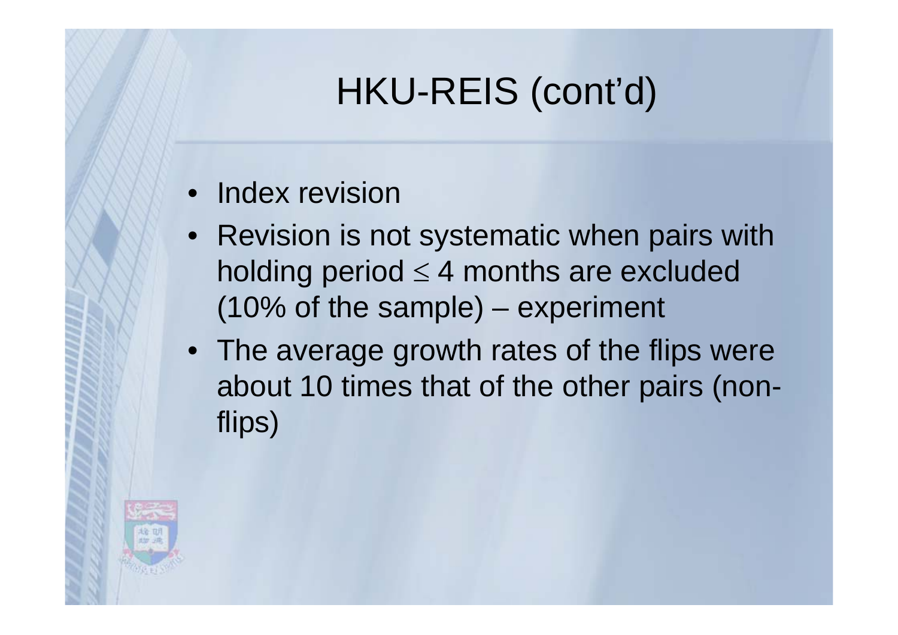# HKU-REIS (cont'd)

- Index revision
- Revision is not systematic when pairs with holding period $\leq$ 4 months are excluded (10% of the sample) – experiment
- The average growth rates of the flips were about 10 times that of the other pairs (non-flips)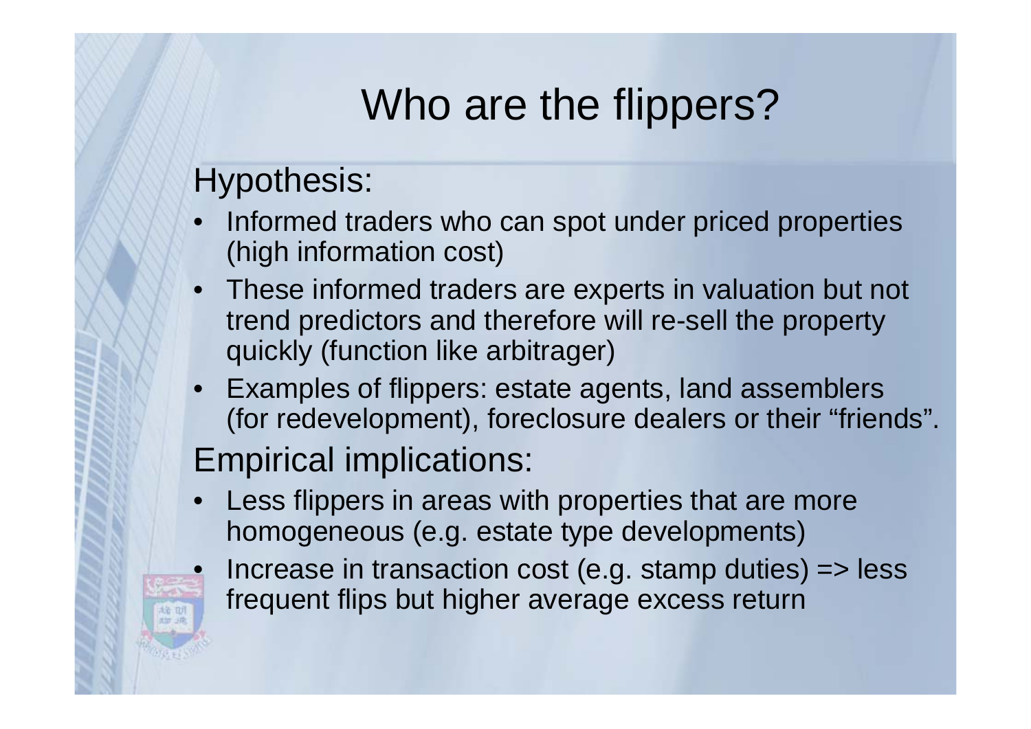# Who are the flippers?

## Hypothesis:

- Informed traders who can spot under priced properties (high information cost)
- These informed traders are experts in valuation but not trend predictors and therefore will re-sell the property quickly (function like arbitrager)
- Examples of flippers: estate agents, land assemblers (for redevelopment), foreclosure dealers or their "friends".

## Empirical implications:

- Less flippers in areas with properties that are more homogeneous (e.g. estate type developments)
- Increase in transaction cost (e.g. stamp duties) => less frequent flips but higher average excess return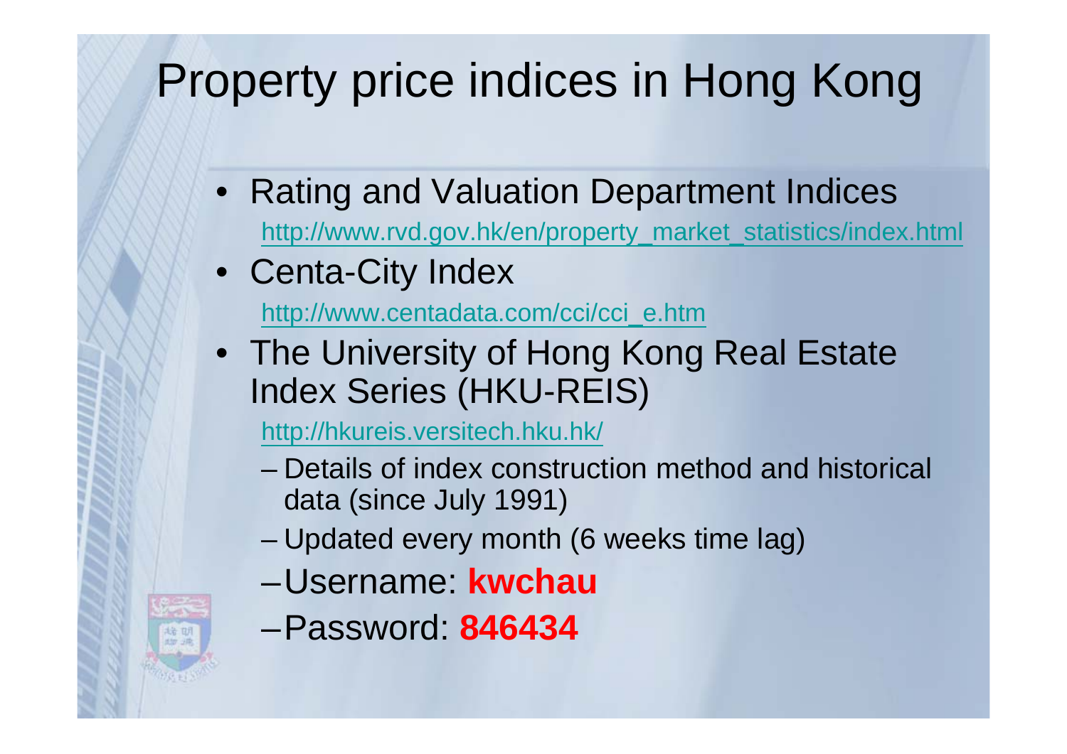# Property price indices in Hong Kong

- Rating and Valuation Department Indices
  http://www.rvd.gov.hk/en/property_market_statistics/index.html
- Centa-City Index
  http://www.centadata.com/cci/cci_e.htm
- The University of Hong Kong Real Estate Index Series (HKU-REIS)
  http://hkureis.versitech.hku.hk/
  - Details of index construction method and historical data (since July 1991)
  - Updated every month (6 weeks time lag)
  - Username: **kwchau**
  - Password: **846434**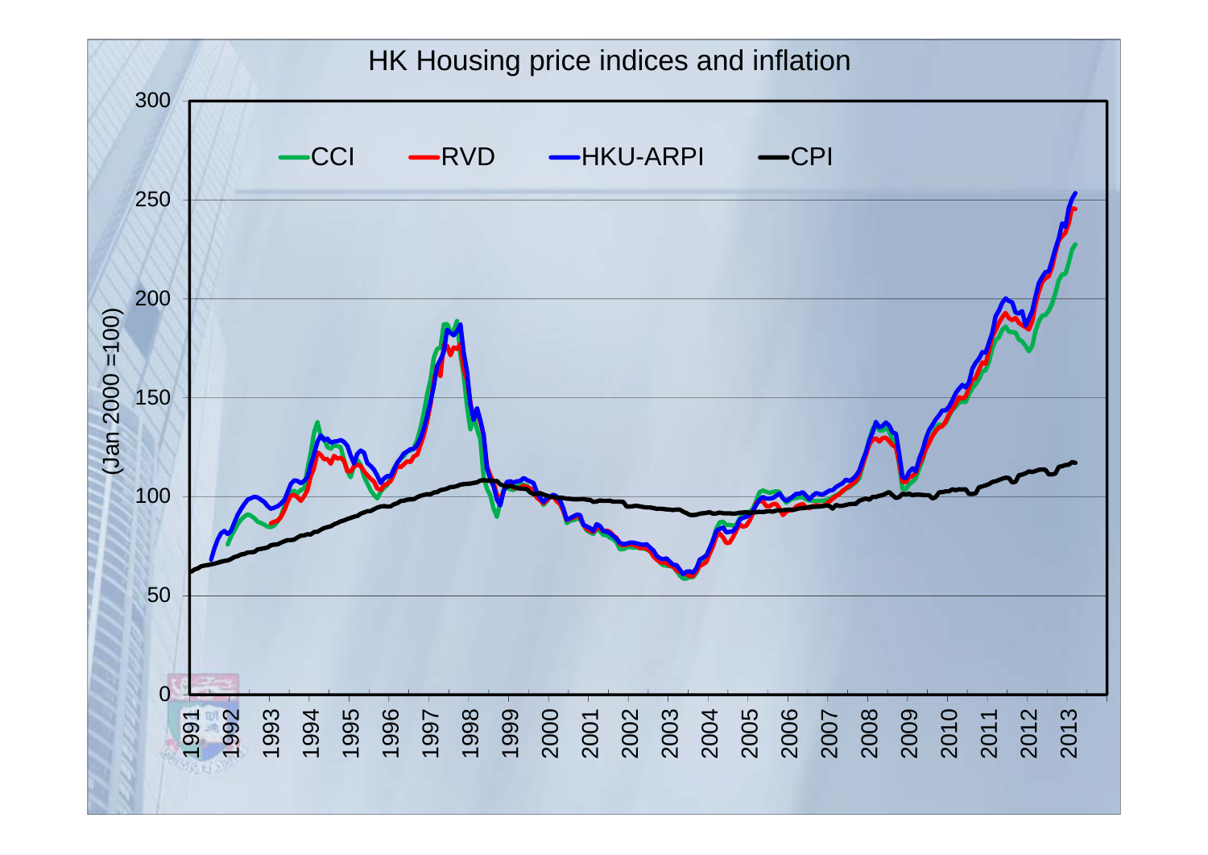# HK Housing price indices and inflation

CCI — RVD — HKU-ARPI — CPI

(Jan 2000 =100)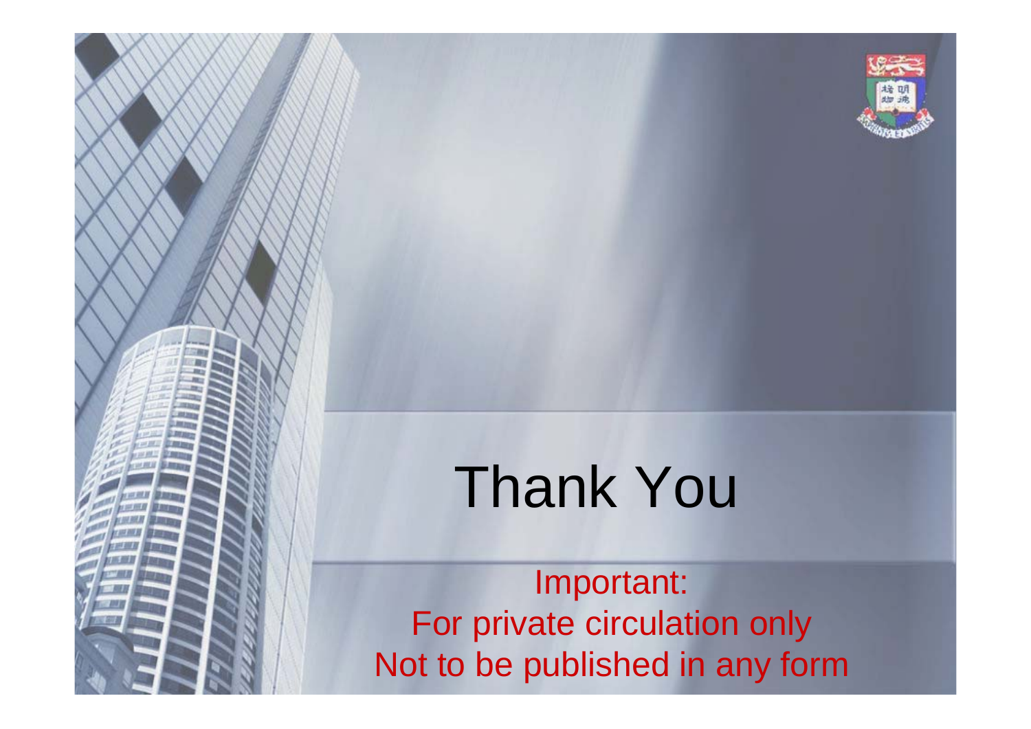# Thank You

Important:
For private circulation only
Not to be published in any form